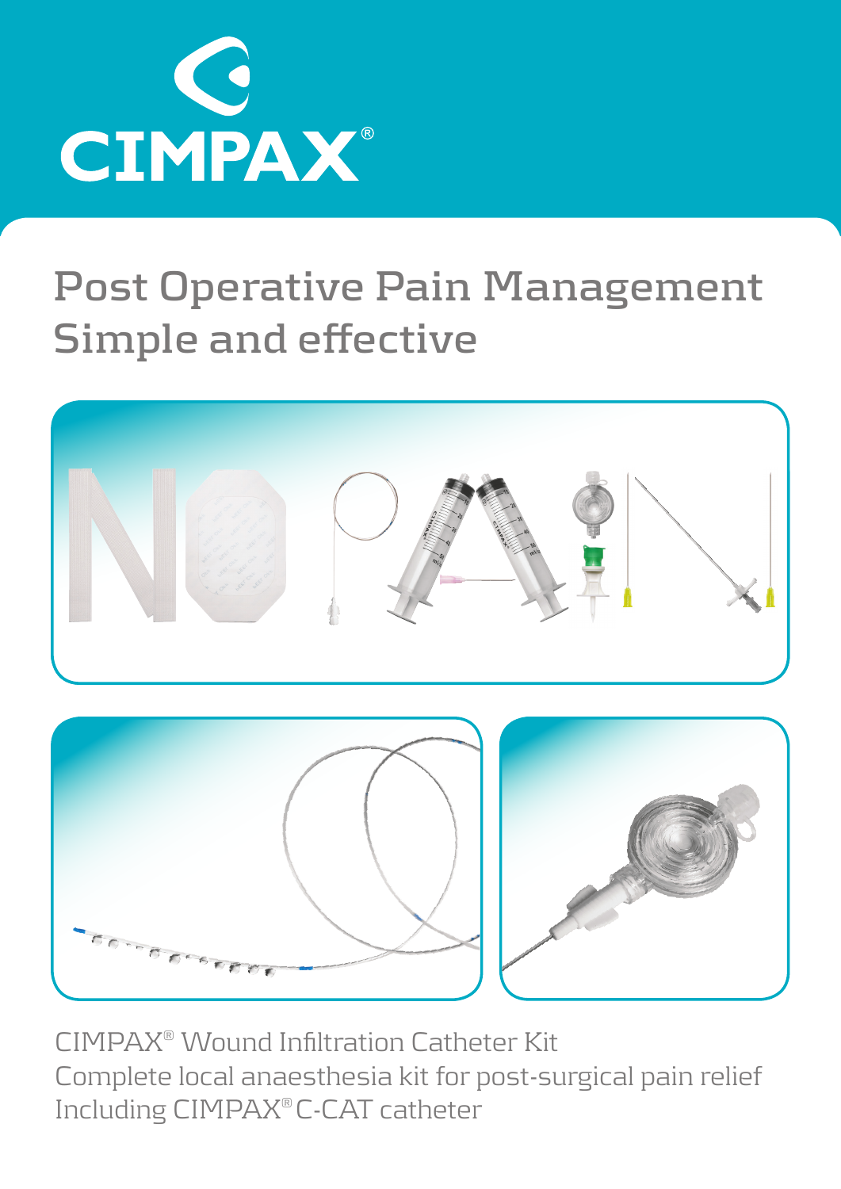# CIMPAX®

## Post Operative Pain Management
## Simple and effective

CIMPAX® Wound Infiltration Catheter Kit
Complete local anaesthesia kit for post-surgical pain relief
Including CIMPAX® C-CAT catheter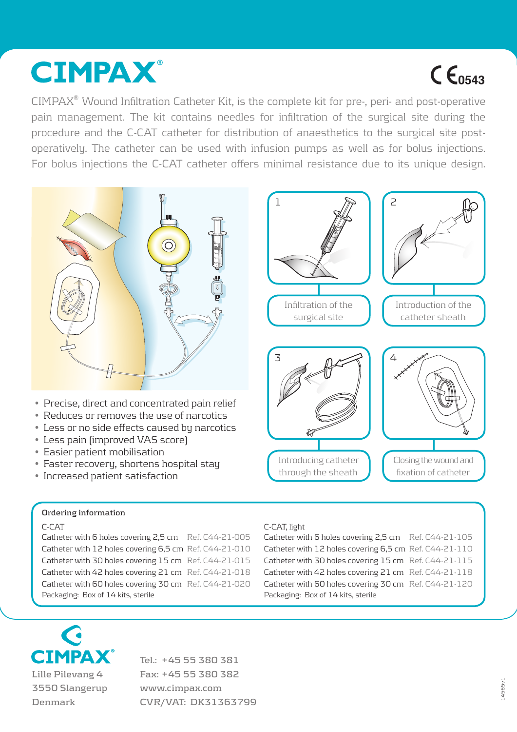# CIMPAX®

CE 0543

CIMPAX® Wound Infiltration Catheter Kit, is the complete kit for pre-, peri- and post-operative pain management. The kit contains needles for infiltration of the surgical site during the procedure and the C-CAT catheter for distribution of anaesthetics to the surgical site post-operatively. The catheter can be used with infusion pumps as well as for bolus injections. For bolus injections the C-CAT catheter offers minimal resistance due to its unique design.

1 Infiltration of the surgical site

2 Introduction of the catheter sheath

3 Introducing catheter through the sheath

4 Closing the wound and fixation of catheter

- Precise, direct and concentrated pain relief
- Reduces or removes the use of narcotics
- Less or no side effects caused by narcotics
- Less pain (improved VAS score)
- Easier patient mobilisation
- Faster recovery, shortens hospital stay
- Increased patient satisfaction

**Ordering information**

C-CAT

| | |
|---|---|
| Catheter with 6 holes covering 2,5 cm | Ref. C44-21-005 |
| Catheter with 12 holes covering 6,5 cm | Ref. C44-21-010 |
| Catheter with 30 holes covering 15 cm | Ref. C44-21-015 |
| Catheter with 42 holes covering 21 cm | Ref. C44-21-018 |
| Catheter with 60 holes covering 30 cm | Ref. C44-21-020 |

Packaging: Box of 14 kits, sterile

C-CAT, light

| | |
|---|---|
| Catheter with 6 holes covering 2,5 cm | Ref. C44-21-105 |
| Catheter with 12 holes covering 6,5 cm | Ref. C44-21-110 |
| Catheter with 30 holes covering 15 cm | Ref. C44-21-115 |
| Catheter with 42 holes covering 21 cm | Ref. C44-21-118 |
| Catheter with 60 holes covering 30 cm | Ref. C44-21-120 |

Packaging: Box of 14 kits, sterile

CIMPAX®
Lille Pilevang 4
3550 Slangerup
Denmark

Tel.: +45 55 380 381
Fax: +45 55 380 382
www.cimpax.com
CVR/VAT: DK31363799

14565v1